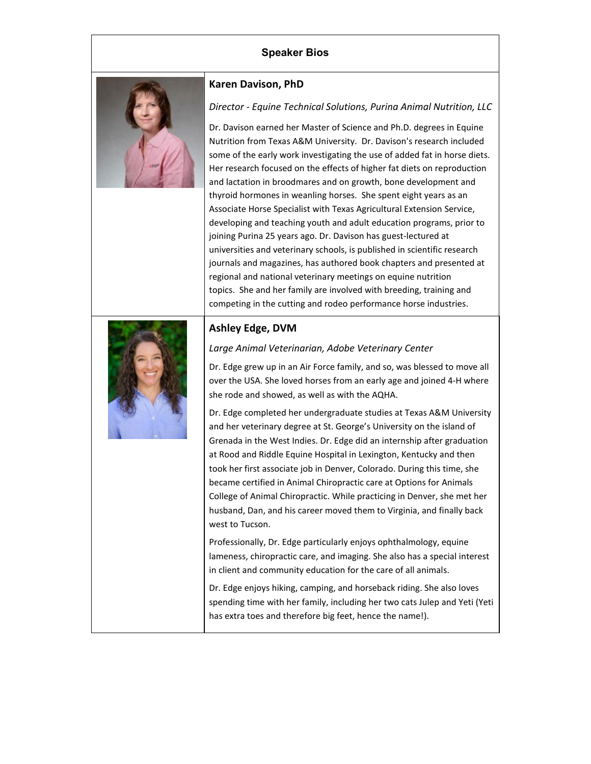## Speaker Bios

### Karen Davison, PhD

*Director - Equine Technical Solutions, Purina Animal Nutrition, LLC*

Dr. Davison earned her Master of Science and Ph.D. degrees in Equine Nutrition from Texas A&M University. Dr. Davison's research included some of the early work investigating the use of added fat in horse diets. Her research focused on the effects of higher fat diets on reproduction and lactation in broodmares and on growth, bone development and thyroid hormones in weanling horses. She spent eight years as an Associate Horse Specialist with Texas Agricultural Extension Service, developing and teaching youth and adult education programs, prior to joining Purina 25 years ago. Dr. Davison has guest-lectured at universities and veterinary schools, is published in scientific research journals and magazines, has authored book chapters and presented at regional and national veterinary meetings on equine nutrition topics. She and her family are involved with breeding, training and competing in the cutting and rodeo performance horse industries.

### Ashley Edge, DVM

*Large Animal Veterinarian, Adobe Veterinary Center*

Dr. Edge grew up in an Air Force family, and so, was blessed to move all over the USA. She loved horses from an early age and joined 4-H where she rode and showed, as well as with the AQHA.

Dr. Edge completed her undergraduate studies at Texas A&M University and her veterinary degree at St. George's University on the island of Grenada in the West Indies. Dr. Edge did an internship after graduation at Rood and Riddle Equine Hospital in Lexington, Kentucky and then took her first associate job in Denver, Colorado. During this time, she became certified in Animal Chiropractic care at Options for Animals College of Animal Chiropractic. While practicing in Denver, she met her husband, Dan, and his career moved them to Virginia, and finally back west to Tucson.

Professionally, Dr. Edge particularly enjoys ophthalmology, equine lameness, chiropractic care, and imaging. She also has a special interest in client and community education for the care of all animals.

Dr. Edge enjoys hiking, camping, and horseback riding. She also loves spending time with her family, including her two cats Julep and Yeti (Yeti has extra toes and therefore big feet, hence the name!).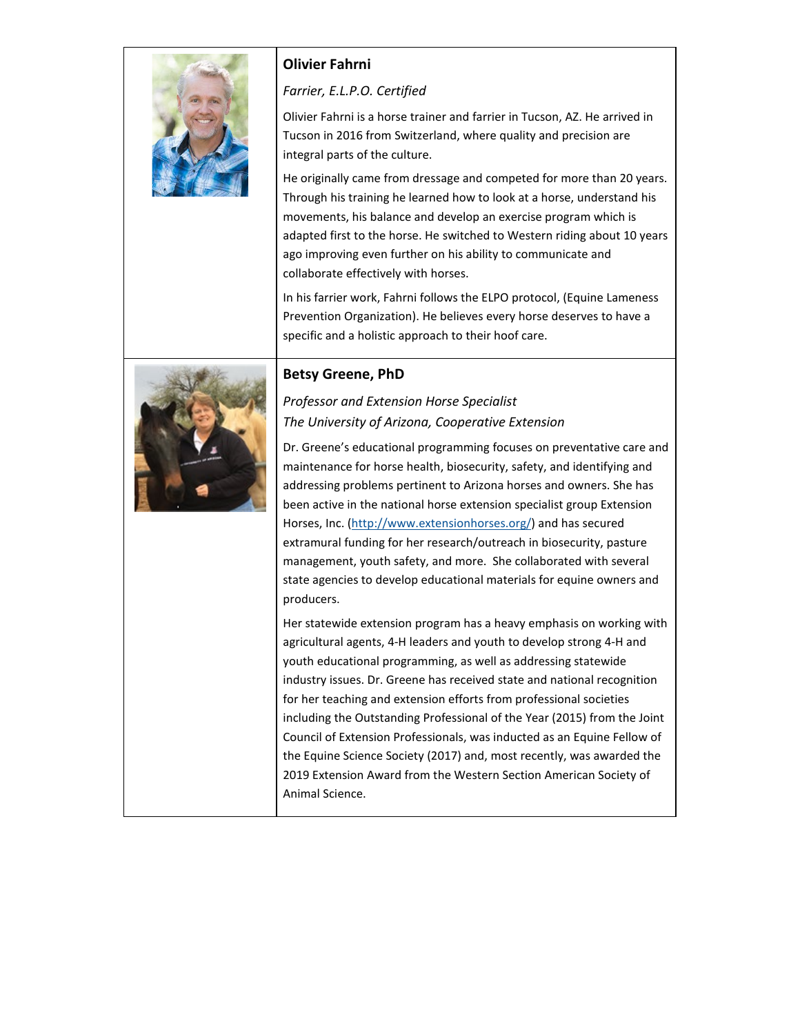## Olivier Fahrni

*Farrier, E.L.P.O. Certified*

Olivier Fahrni is a horse trainer and farrier in Tucson, AZ. He arrived in Tucson in 2016 from Switzerland, where quality and precision are integral parts of the culture.

He originally came from dressage and competed for more than 20 years. Through his training he learned how to look at a horse, understand his movements, his balance and develop an exercise program which is adapted first to the horse. He switched to Western riding about 10 years ago improving even further on his ability to communicate and collaborate effectively with horses.

In his farrier work, Fahrni follows the ELPO protocol, (Equine Lameness Prevention Organization). He believes every horse deserves to have a specific and a holistic approach to their hoof care.

## Betsy Greene, PhD

*Professor and Extension Horse Specialist*
*The University of Arizona, Cooperative Extension*

Dr. Greene's educational programming focuses on preventative care and maintenance for horse health, biosecurity, safety, and identifying and addressing problems pertinent to Arizona horses and owners. She has been active in the national horse extension specialist group Extension Horses, Inc. (http://www.extensionhorses.org/) and has secured extramural funding for her research/outreach in biosecurity, pasture management, youth safety, and more. She collaborated with several state agencies to develop educational materials for equine owners and producers.

Her statewide extension program has a heavy emphasis on working with agricultural agents, 4-H leaders and youth to develop strong 4-H and youth educational programming, as well as addressing statewide industry issues. Dr. Greene has received state and national recognition for her teaching and extension efforts from professional societies including the Outstanding Professional of the Year (2015) from the Joint Council of Extension Professionals, was inducted as an Equine Fellow of the Equine Science Society (2017) and, most recently, was awarded the 2019 Extension Award from the Western Section American Society of Animal Science.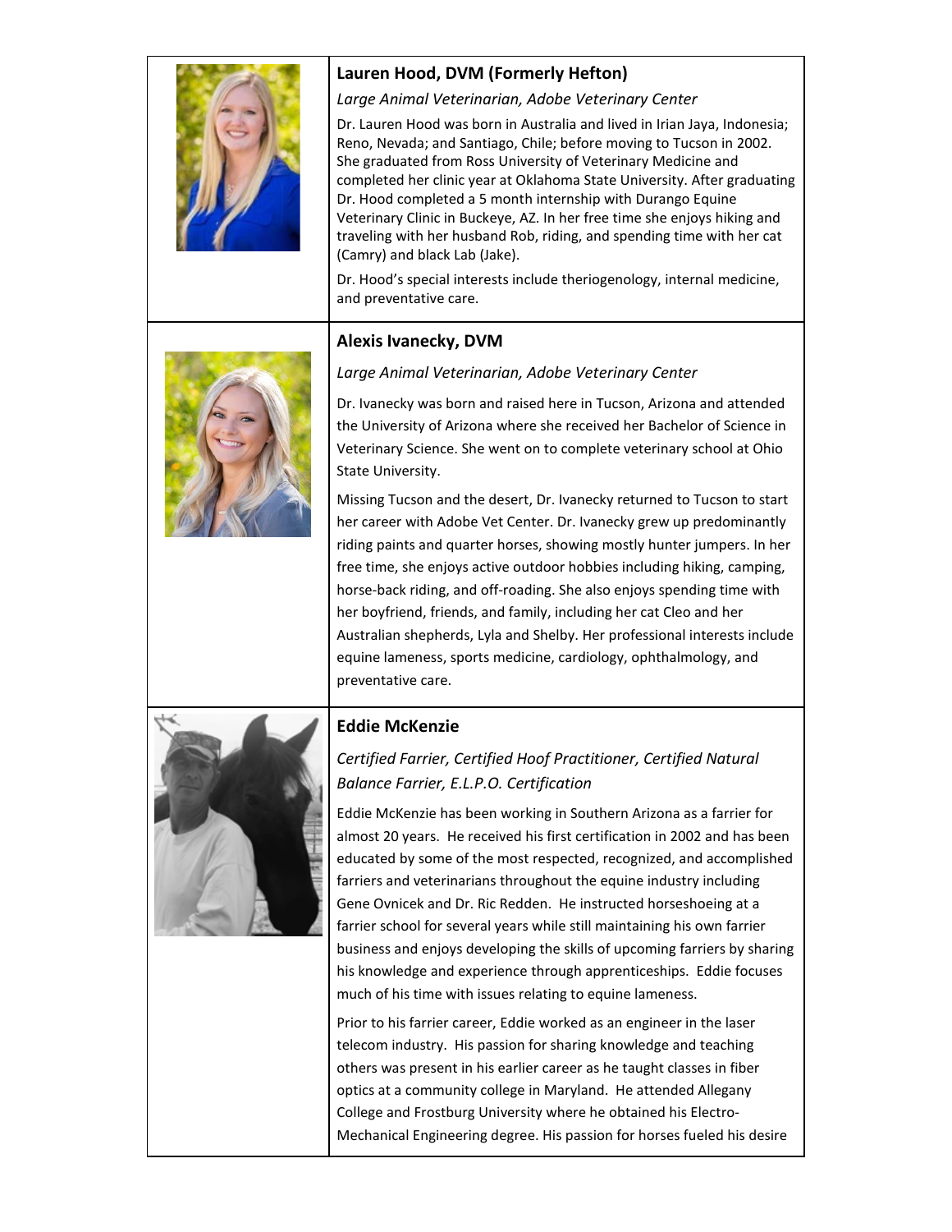### Lauren Hood, DVM (Formerly Hefton)

*Large Animal Veterinarian, Adobe Veterinary Center*

Dr. Lauren Hood was born in Australia and lived in Irian Jaya, Indonesia; Reno, Nevada; and Santiago, Chile; before moving to Tucson in 2002. She graduated from Ross University of Veterinary Medicine and completed her clinic year at Oklahoma State University. After graduating Dr. Hood completed a 5 month internship with Durango Equine Veterinary Clinic in Buckeye, AZ. In her free time she enjoys hiking and traveling with her husband Rob, riding, and spending time with her cat (Camry) and black Lab (Jake).

Dr. Hood's special interests include theriogenology, internal medicine, and preventative care.

### Alexis Ivanecky, DVM

*Large Animal Veterinarian, Adobe Veterinary Center*

Dr. Ivanecky was born and raised here in Tucson, Arizona and attended the University of Arizona where she received her Bachelor of Science in Veterinary Science. She went on to complete veterinary school at Ohio State University.

Missing Tucson and the desert, Dr. Ivanecky returned to Tucson to start her career with Adobe Vet Center. Dr. Ivanecky grew up predominantly riding paints and quarter horses, showing mostly hunter jumpers. In her free time, she enjoys active outdoor hobbies including hiking, camping, horse-back riding, and off-roading. She also enjoys spending time with her boyfriend, friends, and family, including her cat Cleo and her Australian shepherds, Lyla and Shelby. Her professional interests include equine lameness, sports medicine, cardiology, ophthalmology, and preventative care.

### Eddie McKenzie

*Certified Farrier, Certified Hoof Practitioner, Certified Natural Balance Farrier, E.L.P.O. Certification*

Eddie McKenzie has been working in Southern Arizona as a farrier for almost 20 years. He received his first certification in 2002 and has been educated by some of the most respected, recognized, and accomplished farriers and veterinarians throughout the equine industry including Gene Ovnicek and Dr. Ric Redden. He instructed horseshoeing at a farrier school for several years while still maintaining his own farrier business and enjoys developing the skills of upcoming farriers by sharing his knowledge and experience through apprenticeships. Eddie focuses much of his time with issues relating to equine lameness.

Prior to his farrier career, Eddie worked as an engineer in the laser telecom industry. His passion for sharing knowledge and teaching others was present in his earlier career as he taught classes in fiber optics at a community college in Maryland. He attended Allegany College and Frostburg University where he obtained his Electro-Mechanical Engineering degree. His passion for horses fueled his desire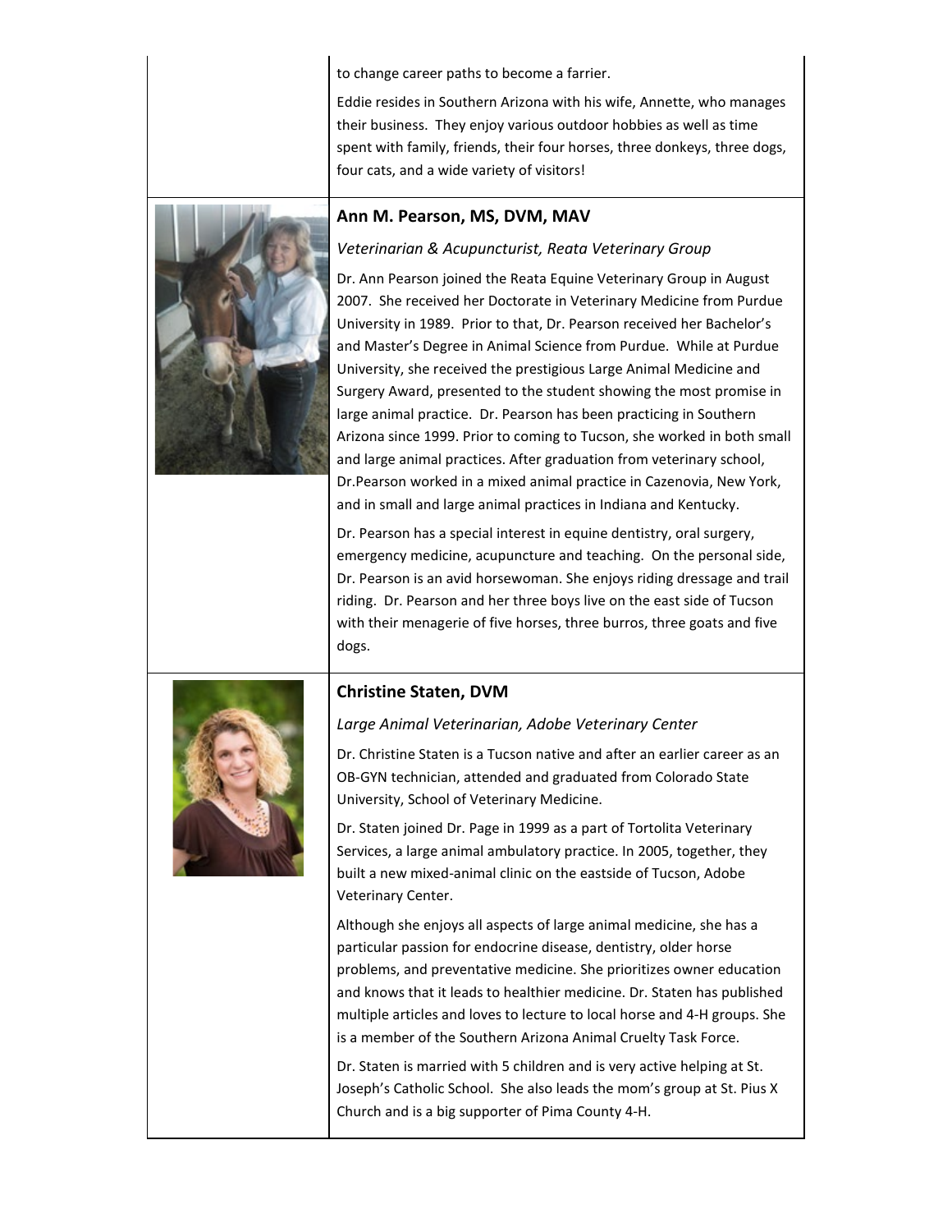to change career paths to become a farrier.

Eddie resides in Southern Arizona with his wife, Annette, who manages their business. They enjoy various outdoor hobbies as well as time spent with family, friends, their four horses, three donkeys, three dogs, four cats, and a wide variety of visitors!

### Ann M. Pearson, MS, DVM, MAV

*Veterinarian & Acupuncturist, Reata Veterinary Group*

Dr. Ann Pearson joined the Reata Equine Veterinary Group in August 2007. She received her Doctorate in Veterinary Medicine from Purdue University in 1989. Prior to that, Dr. Pearson received her Bachelor's and Master's Degree in Animal Science from Purdue. While at Purdue University, she received the prestigious Large Animal Medicine and Surgery Award, presented to the student showing the most promise in large animal practice. Dr. Pearson has been practicing in Southern Arizona since 1999. Prior to coming to Tucson, she worked in both small and large animal practices. After graduation from veterinary school, Dr.Pearson worked in a mixed animal practice in Cazenovia, New York, and in small and large animal practices in Indiana and Kentucky.

Dr. Pearson has a special interest in equine dentistry, oral surgery, emergency medicine, acupuncture and teaching. On the personal side, Dr. Pearson is an avid horsewoman. She enjoys riding dressage and trail riding. Dr. Pearson and her three boys live on the east side of Tucson with their menagerie of five horses, three burros, three goats and five dogs.

### Christine Staten, DVM

*Large Animal Veterinarian, Adobe Veterinary Center*

Dr. Christine Staten is a Tucson native and after an earlier career as an OB-GYN technician, attended and graduated from Colorado State University, School of Veterinary Medicine.

Dr. Staten joined Dr. Page in 1999 as a part of Tortolita Veterinary Services, a large animal ambulatory practice. In 2005, together, they built a new mixed-animal clinic on the eastside of Tucson, Adobe Veterinary Center.

Although she enjoys all aspects of large animal medicine, she has a particular passion for endocrine disease, dentistry, older horse problems, and preventative medicine. She prioritizes owner education and knows that it leads to healthier medicine. Dr. Staten has published multiple articles and loves to lecture to local horse and 4-H groups. She is a member of the Southern Arizona Animal Cruelty Task Force.

Dr. Staten is married with 5 children and is very active helping at St. Joseph's Catholic School. She also leads the mom's group at St. Pius X Church and is a big supporter of Pima County 4-H.